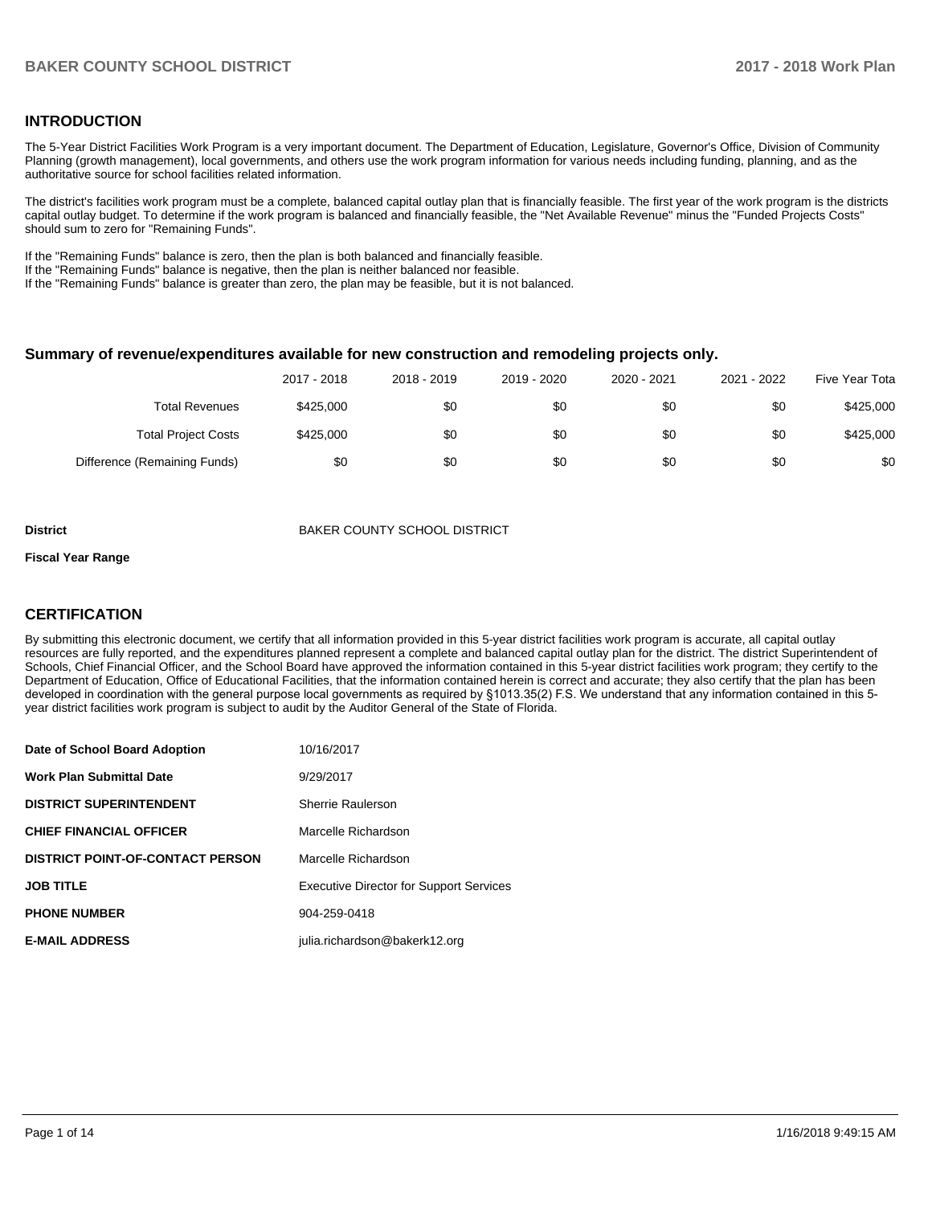## INTRODUCTION

The 5-Year District Facilities Work Program is a very important document. The Department of Education, Legislature, Governor's Office, Division of Community Planning (growth management), local governments, and others use the work program information for various needs including funding, planning, and as the authoritative source for school facilities related information.

The district's facilities work program must be a complete, balanced capital outlay plan that is financially feasible. The first year of the work program is the districts capital outlay budget. To determine if the work program is balanced and financially feasible, the "Net Available Revenue" minus the "Funded Projects Costs" should sum to zero for "Remaining Funds".

If the "Remaining Funds" balance is zero, then the plan is both balanced and financially feasible.
If the "Remaining Funds" balance is negative, then the plan is neither balanced nor feasible.
If the "Remaining Funds" balance is greater than zero, the plan may be feasible, but it is not balanced.

### Summary of revenue/expenditures available for new construction and remodeling projects only.

| | 2017 - 2018 | 2018 - 2019 | 2019 - 2020 | 2020 - 2021 | 2021 - 2022 | Five Year Tota |
|---|---|---|---|---|---|---|
| Total Revenues | $425,000 | $0 | $0 | $0 | $0 | $425,000 |
| Total Project Costs | $425,000 | $0 | $0 | $0 | $0 | $425,000 |
| Difference (Remaining Funds) | $0 | $0 | $0 | $0 | $0 | $0 |

**District** BAKER COUNTY SCHOOL DISTRICT

**Fiscal Year Range**

## CERTIFICATION

By submitting this electronic document, we certify that all information provided in this 5-year district facilities work program is accurate, all capital outlay resources are fully reported, and the expenditures planned represent a complete and balanced capital outlay plan for the district. The district Superintendent of Schools, Chief Financial Officer, and the School Board have approved the information contained in this 5-year district facilities work program; they certify to the Department of Education, Office of Educational Facilities, that the information contained herein is correct and accurate; they also certify that the plan has been developed in coordination with the general purpose local governments as required by §1013.35(2) F.S. We understand that any information contained in this 5-year district facilities work program is subject to audit by the Auditor General of the State of Florida.

| | |
|---|---|
| **Date of School Board Adoption** | 10/16/2017 |
| **Work Plan Submittal Date** | 9/29/2017 |
| **DISTRICT SUPERINTENDENT** | Sherrie Raulerson |
| **CHIEF FINANCIAL OFFICER** | Marcelle Richardson |
| **DISTRICT POINT-OF-CONTACT PERSON** | Marcelle Richardson |
| **JOB TITLE** | Executive Director for Support Services |
| **PHONE NUMBER** | 904-259-0418 |
| **E-MAIL ADDRESS** | julia.richardson@bakerk12.org |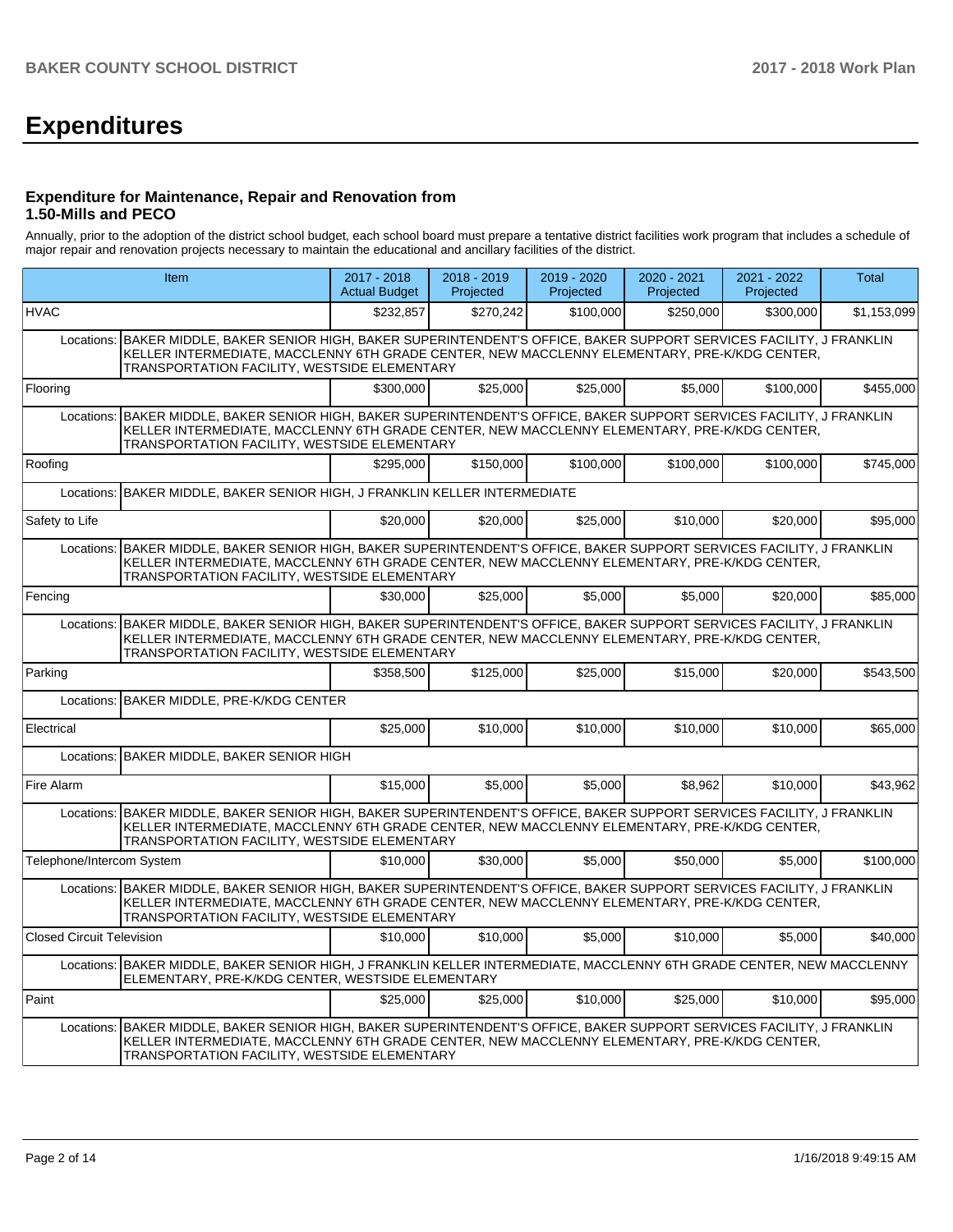# Expenditures

### Expenditure for Maintenance, Repair and Renovation from 1.50-Mills and PECO

Annually, prior to the adoption of the district school budget, each school board must prepare a tentative district facilities work program that includes a schedule of major repair and renovation projects necessary to maintain the educational and ancillary facilities of the district.

| Item | | 2017 - 2018 Actual Budget | 2018 - 2019 Projected | 2019 - 2020 Projected | 2020 - 2021 Projected | 2021 - 2022 Projected | Total |
|---|---|---|---|---|---|---|---|
| HVAC | | $232,857 | $270,242 | $100,000 | $250,000 | $300,000 | $1,153,099 |
| Locations: | BAKER MIDDLE, BAKER SENIOR HIGH, BAKER SUPERINTENDENT'S OFFICE, BAKER SUPPORT SERVICES FACILITY, J FRANKLIN KELLER INTERMEDIATE, MACCLENNY 6TH GRADE CENTER, NEW MACCLENNY ELEMENTARY, PRE-K/KDG CENTER, TRANSPORTATION FACILITY, WESTSIDE ELEMENTARY | | | | | | |
| Flooring | | $300,000 | $25,000 | $25,000 | $5,000 | $100,000 | $455,000 |
| Locations: | BAKER MIDDLE, BAKER SENIOR HIGH, BAKER SUPERINTENDENT'S OFFICE, BAKER SUPPORT SERVICES FACILITY, J FRANKLIN KELLER INTERMEDIATE, MACCLENNY 6TH GRADE CENTER, NEW MACCLENNY ELEMENTARY, PRE-K/KDG CENTER, TRANSPORTATION FACILITY, WESTSIDE ELEMENTARY | | | | | | |
| Roofing | | $295,000 | $150,000 | $100,000 | $100,000 | $100,000 | $745,000 |
| Locations: | BAKER MIDDLE, BAKER SENIOR HIGH, J FRANKLIN KELLER INTERMEDIATE | | | | | | |
| Safety to Life | | $20,000 | $20,000 | $25,000 | $10,000 | $20,000 | $95,000 |
| Locations: | BAKER MIDDLE, BAKER SENIOR HIGH, BAKER SUPERINTENDENT'S OFFICE, BAKER SUPPORT SERVICES FACILITY, J FRANKLIN KELLER INTERMEDIATE, MACCLENNY 6TH GRADE CENTER, NEW MACCLENNY ELEMENTARY, PRE-K/KDG CENTER, TRANSPORTATION FACILITY, WESTSIDE ELEMENTARY | | | | | | |
| Fencing | | $30,000 | $25,000 | $5,000 | $5,000 | $20,000 | $85,000 |
| Locations: | BAKER MIDDLE, BAKER SENIOR HIGH, BAKER SUPERINTENDENT'S OFFICE, BAKER SUPPORT SERVICES FACILITY, J FRANKLIN KELLER INTERMEDIATE, MACCLENNY 6TH GRADE CENTER, NEW MACCLENNY ELEMENTARY, PRE-K/KDG CENTER, TRANSPORTATION FACILITY, WESTSIDE ELEMENTARY | | | | | | |
| Parking | | $358,500 | $125,000 | $25,000 | $15,000 | $20,000 | $543,500 |
| Locations: | BAKER MIDDLE, PRE-K/KDG CENTER | | | | | | |
| Electrical | | $25,000 | $10,000 | $10,000 | $10,000 | $10,000 | $65,000 |
| Locations: | BAKER MIDDLE, BAKER SENIOR HIGH | | | | | | |
| Fire Alarm | | $15,000 | $5,000 | $5,000 | $8,962 | $10,000 | $43,962 |
| Locations: | BAKER MIDDLE, BAKER SENIOR HIGH, BAKER SUPERINTENDENT'S OFFICE, BAKER SUPPORT SERVICES FACILITY, J FRANKLIN KELLER INTERMEDIATE, MACCLENNY 6TH GRADE CENTER, NEW MACCLENNY ELEMENTARY, PRE-K/KDG CENTER, TRANSPORTATION FACILITY, WESTSIDE ELEMENTARY | | | | | | |
| Telephone/Intercom System | | $10,000 | $30,000 | $5,000 | $50,000 | $5,000 | $100,000 |
| Locations: | BAKER MIDDLE, BAKER SENIOR HIGH, BAKER SUPERINTENDENT'S OFFICE, BAKER SUPPORT SERVICES FACILITY, J FRANKLIN KELLER INTERMEDIATE, MACCLENNY 6TH GRADE CENTER, NEW MACCLENNY ELEMENTARY, PRE-K/KDG CENTER, TRANSPORTATION FACILITY, WESTSIDE ELEMENTARY | | | | | | |
| Closed Circuit Television | | $10,000 | $10,000 | $5,000 | $10,000 | $5,000 | $40,000 |
| Locations: | BAKER MIDDLE, BAKER SENIOR HIGH, J FRANKLIN KELLER INTERMEDIATE, MACCLENNY 6TH GRADE CENTER, NEW MACCLENNY ELEMENTARY, PRE-K/KDG CENTER, WESTSIDE ELEMENTARY | | | | | | |
| Paint | | $25,000 | $25,000 | $10,000 | $25,000 | $10,000 | $95,000 |
| Locations: | BAKER MIDDLE, BAKER SENIOR HIGH, BAKER SUPERINTENDENT'S OFFICE, BAKER SUPPORT SERVICES FACILITY, J FRANKLIN KELLER INTERMEDIATE, MACCLENNY 6TH GRADE CENTER, NEW MACCLENNY ELEMENTARY, PRE-K/KDG CENTER, TRANSPORTATION FACILITY, WESTSIDE ELEMENTARY | | | | | | |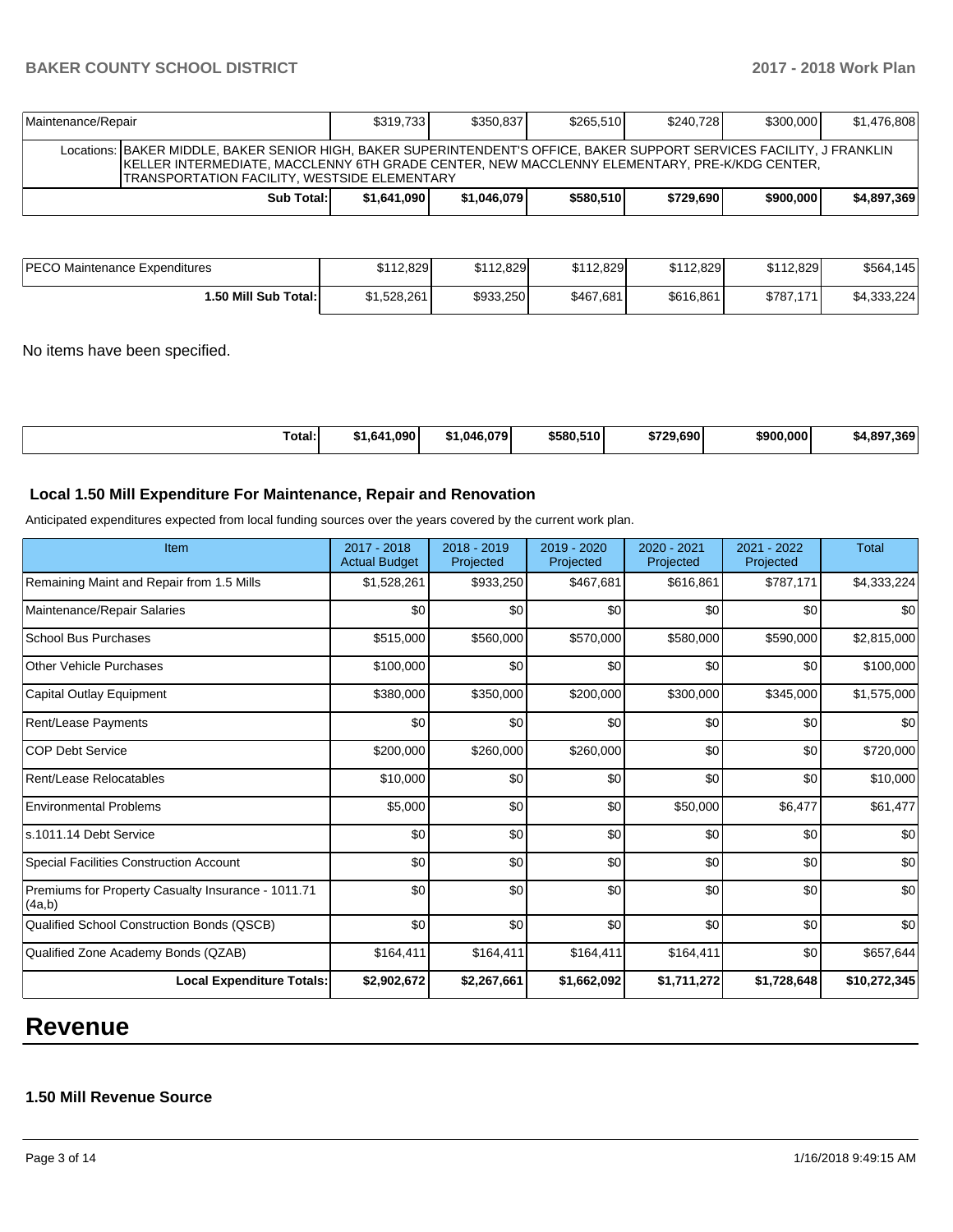| Maintenance/Repair | | $319,733 | $350,837 | $265,510 | $240,728 | $300,000 | $1,476,808 |
|---|---|---|---|---|---|---|---|
| Locations: | BAKER MIDDLE, BAKER SENIOR HIGH, BAKER SUPERINTENDENT'S OFFICE, BAKER SUPPORT SERVICES FACILITY, J FRANKLIN KELLER INTERMEDIATE, MACCLENNY 6TH GRADE CENTER, NEW MACCLENNY ELEMENTARY, PRE-K/KDG CENTER, TRANSPORTATION FACILITY, WESTSIDE ELEMENTARY | | | | | | |
| | **Sub Total:** | **$1,641,090** | **$1,046,079** | **$580,510** | **$729,690** | **$900,000** | **$4,897,369** |

| PECO Maintenance Expenditures | $112,829 | $112,829 | $112,829 | $112,829 | $112,829 | $564,145 |
|---|---|---|---|---|---|---|
| **1.50 Mill Sub Total:** | $1,528,261 | $933,250 | $467,681 | $616,861 | $787,171 | $4,333,224 |

No items have been specified.

| **Total:** | **$1,641,090** | **$1,046,079** | **$580,510** | **$729,690** | **$900,000** | **$4,897,369** |
|---|---|---|---|---|---|---|

### Local 1.50 Mill Expenditure For Maintenance, Repair and Renovation

Anticipated expenditures expected from local funding sources over the years covered by the current work plan.

| Item | 2017 - 2018 Actual Budget | 2018 - 2019 Projected | 2019 - 2020 Projected | 2020 - 2021 Projected | 2021 - 2022 Projected | Total |
|---|---|---|---|---|---|---|
| Remaining Maint and Repair from 1.5 Mills | $1,528,261 | $933,250 | $467,681 | $616,861 | $787,171 | $4,333,224 |
| Maintenance/Repair Salaries | $0 | $0 | $0 | $0 | $0 | $0 |
| School Bus Purchases | $515,000 | $560,000 | $570,000 | $580,000 | $590,000 | $2,815,000 |
| Other Vehicle Purchases | $100,000 | $0 | $0 | $0 | $0 | $100,000 |
| Capital Outlay Equipment | $380,000 | $350,000 | $200,000 | $300,000 | $345,000 | $1,575,000 |
| Rent/Lease Payments | $0 | $0 | $0 | $0 | $0 | $0 |
| COP Debt Service | $200,000 | $260,000 | $260,000 | $0 | $0 | $720,000 |
| Rent/Lease Relocatables | $10,000 | $0 | $0 | $0 | $0 | $10,000 |
| Environmental Problems | $5,000 | $0 | $0 | $50,000 | $6,477 | $61,477 |
| s.1011.14 Debt Service | $0 | $0 | $0 | $0 | $0 | $0 |
| Special Facilities Construction Account | $0 | $0 | $0 | $0 | $0 | $0 |
| Premiums for Property Casualty Insurance - 1011.71 (4a,b) | $0 | $0 | $0 | $0 | $0 | $0 |
| Qualified School Construction Bonds (QSCB) | $0 | $0 | $0 | $0 | $0 | $0 |
| Qualified Zone Academy Bonds (QZAB) | $164,411 | $164,411 | $164,411 | $164,411 | $0 | $657,644 |
| **Local Expenditure Totals:** | **$2,902,672** | **$2,267,661** | **$1,662,092** | **$1,711,272** | **$1,728,648** | **$10,272,345** |

# Revenue

### 1.50 Mill Revenue Source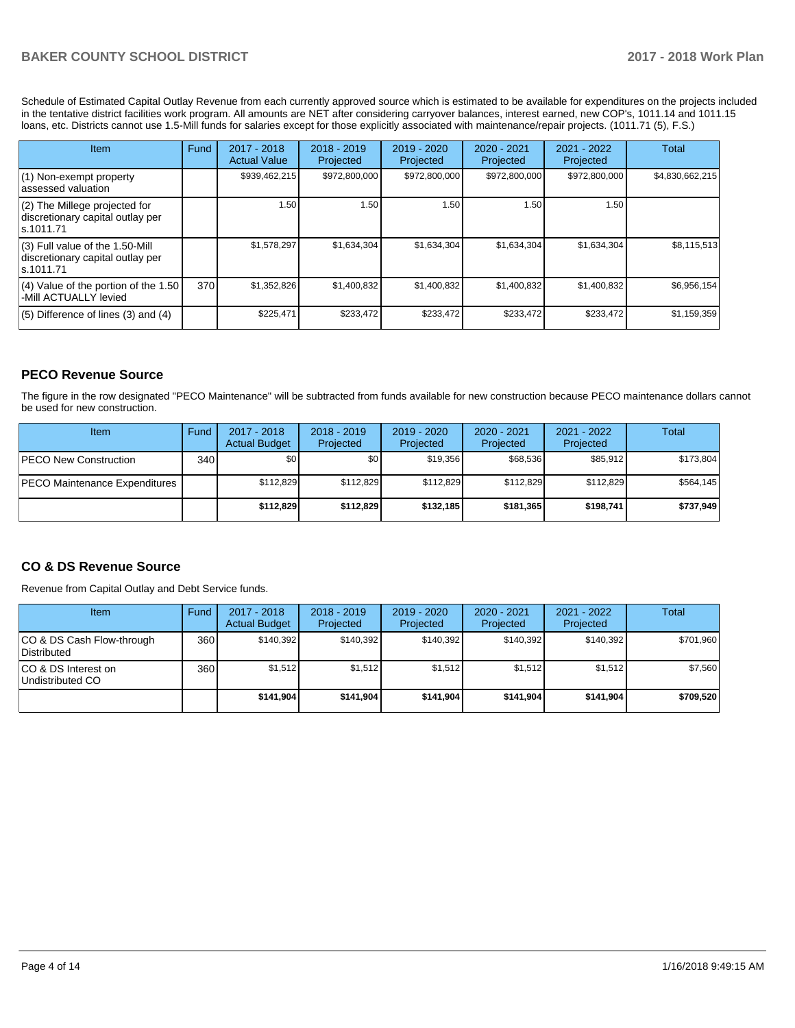Schedule of Estimated Capital Outlay Revenue from each currently approved source which is estimated to be available for expenditures on the projects included in the tentative district facilities work program. All amounts are NET after considering carryover balances, interest earned, new COP's, 1011.14 and 1011.15 loans, etc. Districts cannot use 1.5-Mill funds for salaries except for those explicitly associated with maintenance/repair projects. (1011.71 (5), F.S.)

| Item | Fund | 2017 - 2018 Actual Value | 2018 - 2019 Projected | 2019 - 2020 Projected | 2020 - 2021 Projected | 2021 - 2022 Projected | Total |
|---|---|---|---|---|---|---|---|
| (1) Non-exempt property assessed valuation | | $939,462,215 | $972,800,000 | $972,800,000 | $972,800,000 | $972,800,000 | $4,830,662,215 |
| (2) The Millege projected for discretionary capital outlay per s.1011.71 | | 1.50 | 1.50 | 1.50 | 1.50 | 1.50 | |
| (3) Full value of the 1.50-Mill discretionary capital outlay per s.1011.71 | | $1,578,297 | $1,634,304 | $1,634,304 | $1,634,304 | $1,634,304 | $8,115,513 |
| (4) Value of the portion of the 1.50 -Mill ACTUALLY levied | 370 | $1,352,826 | $1,400,832 | $1,400,832 | $1,400,832 | $1,400,832 | $6,956,154 |
| (5) Difference of lines (3) and (4) | | $225,471 | $233,472 | $233,472 | $233,472 | $233,472 | $1,159,359 |

## PECO Revenue Source

The figure in the row designated "PECO Maintenance" will be subtracted from funds available for new construction because PECO maintenance dollars cannot be used for new construction.

| Item | Fund | 2017 - 2018 Actual Budget | 2018 - 2019 Projected | 2019 - 2020 Projected | 2020 - 2021 Projected | 2021 - 2022 Projected | Total |
|---|---|---|---|---|---|---|---|
| PECO New Construction | 340 | $0 | $0 | $19,356 | $68,536 | $85,912 | $173,804 |
| PECO Maintenance Expenditures | | $112,829 | $112,829 | $112,829 | $112,829 | $112,829 | $564,145 |
| | | **$112,829** | **$112,829** | **$132,185** | **$181,365** | **$198,741** | **$737,949** |

## CO & DS Revenue Source

Revenue from Capital Outlay and Debt Service funds.

| Item | Fund | 2017 - 2018 Actual Budget | 2018 - 2019 Projected | 2019 - 2020 Projected | 2020 - 2021 Projected | 2021 - 2022 Projected | Total |
|---|---|---|---|---|---|---|---|
| CO & DS Cash Flow-through Distributed | 360 | $140,392 | $140,392 | $140,392 | $140,392 | $140,392 | $701,960 |
| CO & DS Interest on Undistributed CO | 360 | $1,512 | $1,512 | $1,512 | $1,512 | $1,512 | $7,560 |
| | | **$141,904** | **$141,904** | **$141,904** | **$141,904** | **$141,904** | **$709,520** |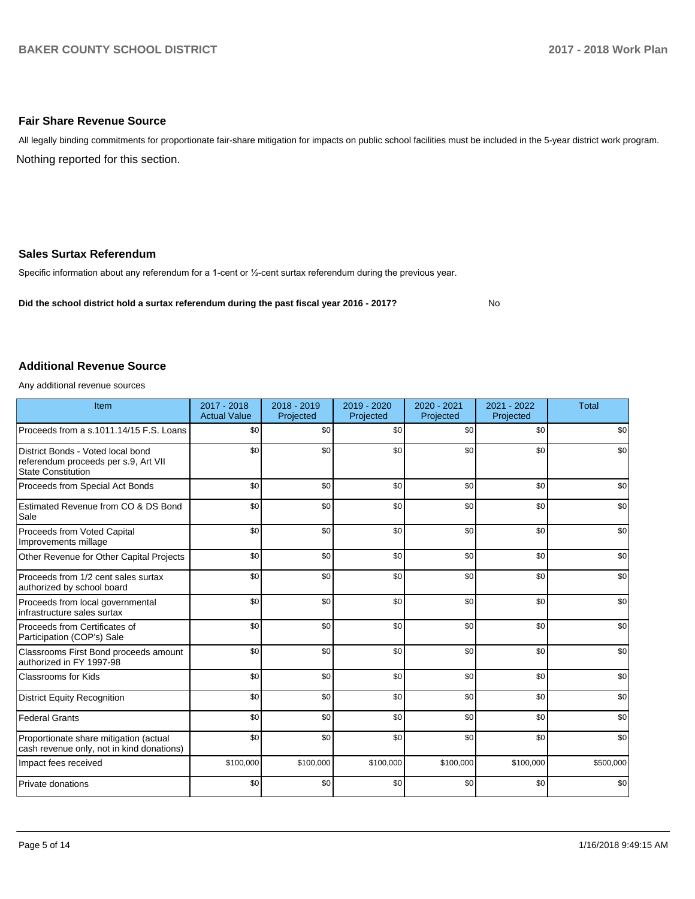## Fair Share Revenue Source

All legally binding commitments for proportionate fair-share mitigation for impacts on public school facilities must be included in the 5-year district work program.

Nothing reported for this section.

## Sales Surtax Referendum

Specific information about any referendum for a 1-cent or ½-cent surtax referendum during the previous year.

**Did the school district hold a surtax referendum during the past fiscal year 2016 - 2017?** No

## Additional Revenue Source

Any additional revenue sources

| Item | 2017 - 2018 Actual Value | 2018 - 2019 Projected | 2019 - 2020 Projected | 2020 - 2021 Projected | 2021 - 2022 Projected | Total |
|---|---|---|---|---|---|---|
| Proceeds from a s.1011.14/15 F.S. Loans | $0 | $0 | $0 | $0 | $0 | $0 |
| District Bonds - Voted local bond referendum proceeds per s.9, Art VII State Constitution | $0 | $0 | $0 | $0 | $0 | $0 |
| Proceeds from Special Act Bonds | $0 | $0 | $0 | $0 | $0 | $0 |
| Estimated Revenue from CO & DS Bond Sale | $0 | $0 | $0 | $0 | $0 | $0 |
| Proceeds from Voted Capital Improvements millage | $0 | $0 | $0 | $0 | $0 | $0 |
| Other Revenue for Other Capital Projects | $0 | $0 | $0 | $0 | $0 | $0 |
| Proceeds from 1/2 cent sales surtax authorized by school board | $0 | $0 | $0 | $0 | $0 | $0 |
| Proceeds from local governmental infrastructure sales surtax | $0 | $0 | $0 | $0 | $0 | $0 |
| Proceeds from Certificates of Participation (COP's) Sale | $0 | $0 | $0 | $0 | $0 | $0 |
| Classrooms First Bond proceeds amount authorized in FY 1997-98 | $0 | $0 | $0 | $0 | $0 | $0 |
| Classrooms for Kids | $0 | $0 | $0 | $0 | $0 | $0 |
| District Equity Recognition | $0 | $0 | $0 | $0 | $0 | $0 |
| Federal Grants | $0 | $0 | $0 | $0 | $0 | $0 |
| Proportionate share mitigation (actual cash revenue only, not in kind donations) | $0 | $0 | $0 | $0 | $0 | $0 |
| Impact fees received | $100,000 | $100,000 | $100,000 | $100,000 | $100,000 | $500,000 |
| Private donations | $0 | $0 | $0 | $0 | $0 | $0 |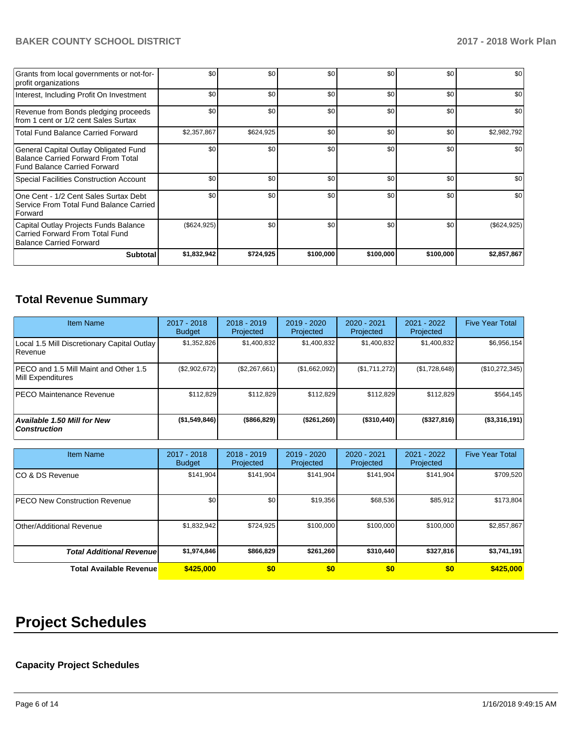| | | | | | | |
|---|---|---|---|---|---|---|
| Grants from local governments or not-for-profit organizations | $0 | $0 | $0 | $0 | $0 | $0 |
| Interest, Including Profit On Investment | $0 | $0 | $0 | $0 | $0 | $0 |
| Revenue from Bonds pledging proceeds from 1 cent or 1/2 cent Sales Surtax | $0 | $0 | $0 | $0 | $0 | $0 |
| Total Fund Balance Carried Forward | $2,357,867 | $624,925 | $0 | $0 | $0 | $2,982,792 |
| General Capital Outlay Obligated Fund Balance Carried Forward From Total Fund Balance Carried Forward | $0 | $0 | $0 | $0 | $0 | $0 |
| Special Facilities Construction Account | $0 | $0 | $0 | $0 | $0 | $0 |
| One Cent - 1/2 Cent Sales Surtax Debt Service From Total Fund Balance Carried Forward | $0 | $0 | $0 | $0 | $0 | $0 |
| Capital Outlay Projects Funds Balance Carried Forward From Total Fund Balance Carried Forward | ($624,925) | $0 | $0 | $0 | $0 | ($624,925) |
| **Subtotal** | **$1,832,942** | **$724,925** | **$100,000** | **$100,000** | **$100,000** | **$2,857,867** |

## Total Revenue Summary

| Item Name | 2017 - 2018 Budget | 2018 - 2019 Projected | 2019 - 2020 Projected | 2020 - 2021 Projected | 2021 - 2022 Projected | Five Year Total |
|---|---|---|---|---|---|---|
| Local 1.5 Mill Discretionary Capital Outlay Revenue | $1,352,826 | $1,400,832 | $1,400,832 | $1,400,832 | $1,400,832 | $6,956,154 |
| PECO and 1.5 Mill Maint and Other 1.5 Mill Expenditures | ($2,902,672) | ($2,267,661) | ($1,662,092) | ($1,711,272) | ($1,728,648) | ($10,272,345) |
| PECO Maintenance Revenue | $112,829 | $112,829 | $112,829 | $112,829 | $112,829 | $564,145 |
| ***Available 1.50 Mill for New Construction*** | **($1,549,846)** | **($866,829)** | **($261,260)** | **($310,440)** | **($327,816)** | **($3,316,191)** |

| Item Name | 2017 - 2018 Budget | 2018 - 2019 Projected | 2019 - 2020 Projected | 2020 - 2021 Projected | 2021 - 2022 Projected | Five Year Total |
|---|---|---|---|---|---|---|
| CO & DS Revenue | $141,904 | $141,904 | $141,904 | $141,904 | $141,904 | $709,520 |
| PECO New Construction Revenue | $0 | $0 | $19,356 | $68,536 | $85,912 | $173,804 |
| Other/Additional Revenue | $1,832,942 | $724,925 | $100,000 | $100,000 | $100,000 | $2,857,867 |
| ***Total Additional Revenue*** | **$1,974,846** | **$866,829** | **$261,260** | **$310,440** | **$327,816** | **$3,741,191** |
| **Total Available Revenue** | **$425,000** | **$0** | **$0** | **$0** | **$0** | **$425,000** |

# Project Schedules

### Capacity Project Schedules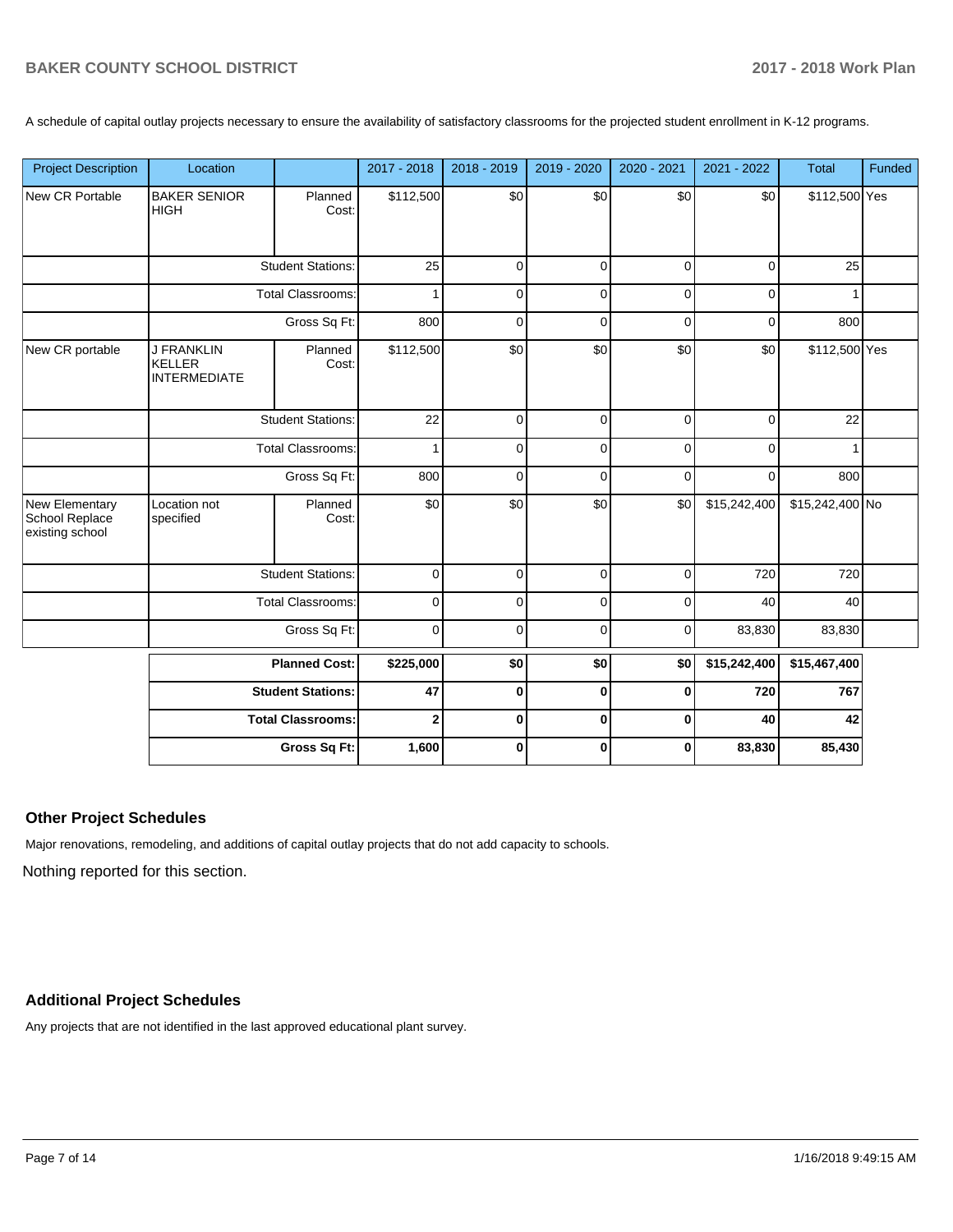A schedule of capital outlay projects necessary to ensure the availability of satisfactory classrooms for the projected student enrollment in K-12 programs.

| Project Description | Location | | 2017 - 2018 | 2018 - 2019 | 2019 - 2020 | 2020 - 2021 | 2021 - 2022 | Total | Funded |
|---|---|---|---|---|---|---|---|---|---|
| New CR Portable | BAKER SENIOR HIGH | Planned Cost: | $112,500 | $0 | $0 | $0 | $0 | $112,500 | Yes |
| | | Student Stations: | 25 | 0 | 0 | 0 | 0 | 25 | |
| | | Total Classrooms: | 1 | 0 | 0 | 0 | 0 | 1 | |
| | | Gross Sq Ft: | 800 | 0 | 0 | 0 | 0 | 800 | |
| New CR portable | J FRANKLIN KELLER INTERMEDIATE | Planned Cost: | $112,500 | $0 | $0 | $0 | $0 | $112,500 | Yes |
| | | Student Stations: | 22 | 0 | 0 | 0 | 0 | 22 | |
| | | Total Classrooms: | 1 | 0 | 0 | 0 | 0 | 1 | |
| | | Gross Sq Ft: | 800 | 0 | 0 | 0 | 0 | 800 | |
| New Elementary School Replace existing school | Location not specified | Planned Cost: | $0 | $0 | $0 | $0 | $15,242,400 | $15,242,400 | No |
| | | Student Stations: | 0 | 0 | 0 | 0 | 720 | 720 | |
| | | Total Classrooms: | 0 | 0 | 0 | 0 | 40 | 40 | |
| | | Gross Sq Ft: | 0 | 0 | 0 | 0 | 83,830 | 83,830 | |
| | | **Planned Cost:** | **$225,000** | **$0** | **$0** | **$0** | **$15,242,400** | **$15,467,400** | |
| | | **Student Stations:** | **47** | **0** | **0** | **0** | **720** | **767** | |
| | | **Total Classrooms:** | **2** | **0** | **0** | **0** | **40** | **42** | |
| | | **Gross Sq Ft:** | **1,600** | **0** | **0** | **0** | **83,830** | **85,430** | |

## Other Project Schedules

Major renovations, remodeling, and additions of capital outlay projects that do not add capacity to schools.

Nothing reported for this section.

## Additional Project Schedules

Any projects that are not identified in the last approved educational plant survey.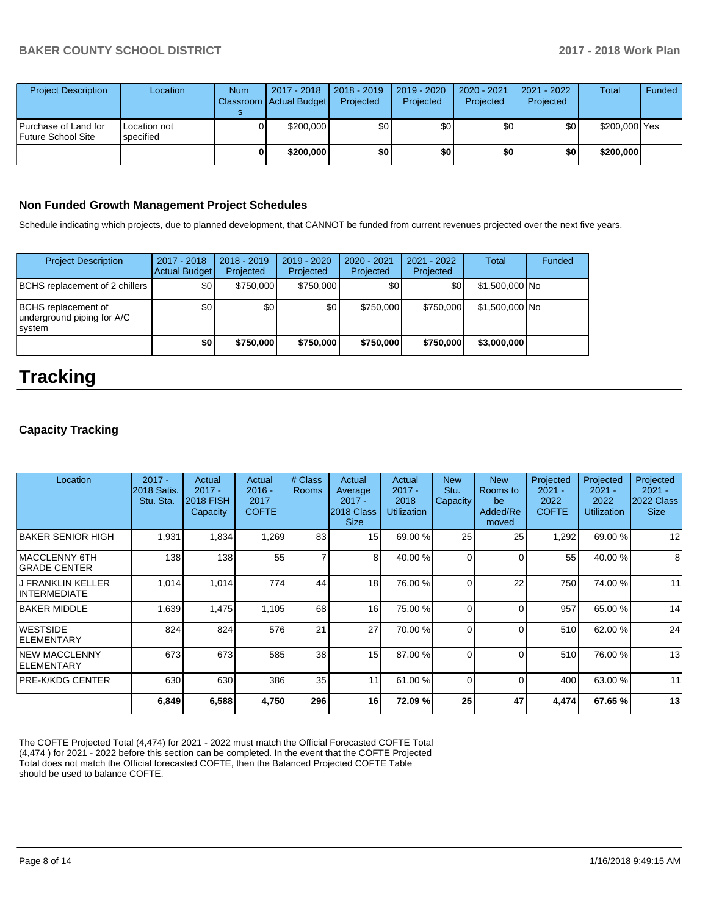| Project Description | Location | Num Classrooms | 2017 - 2018 Actual Budget | 2018 - 2019 Projected | 2019 - 2020 Projected | 2020 - 2021 Projected | 2021 - 2022 Projected | Total | Funded |
|---|---|---|---|---|---|---|---|---|---|
| Purchase of Land for Future School Site | Location not specified | 0 | $200,000 | $0 | $0 | $0 | $0 | $200,000 | Yes |
| | | 0 | $200,000 | $0 | $0 | $0 | $0 | $200,000 | |

### Non Funded Growth Management Project Schedules

Schedule indicating which projects, due to planned development, that CANNOT be funded from current revenues projected over the next five years.

| Project Description | 2017 - 2018 Actual Budget | 2018 - 2019 Projected | 2019 - 2020 Projected | 2020 - 2021 Projected | 2021 - 2022 Projected | Total | Funded |
|---|---|---|---|---|---|---|---|
| BCHS replacement of 2 chillers | $0 | $750,000 | $750,000 | $0 | $0 | $1,500,000 | No |
| BCHS replacement of underground piping for A/C system | $0 | $0 | $0 | $750,000 | $750,000 | $1,500,000 | No |
| | $0 | $750,000 | $750,000 | $750,000 | $750,000 | $3,000,000 | |

# Tracking

### Capacity Tracking

| Location | 2017 - 2018 Satis. Stu. Sta. | Actual 2017 - 2018 FISH Capacity | Actual 2016 - 2017 COFTE | # Class Rooms | Actual Average 2017 - 2018 Class Size | Actual 2017 - 2018 Utilization | New Stu. Capacity | New Rooms to be Added/Removed | Projected 2021 - 2022 COFTE | Projected 2021 - 2022 Utilization | Projected 2021 - 2022 Class Size |
|---|---|---|---|---|---|---|---|---|---|---|---|
| BAKER SENIOR HIGH | 1,931 | 1,834 | 1,269 | 83 | 15 | 69.00 % | 25 | 25 | 1,292 | 69.00 % | 12 |
| MACCLENNY 6TH GRADE CENTER | 138 | 138 | 55 | 7 | 8 | 40.00 % | 0 | 0 | 55 | 40.00 % | 8 |
| J FRANKLIN KELLER INTERMEDIATE | 1,014 | 1,014 | 774 | 44 | 18 | 76.00 % | 0 | 22 | 750 | 74.00 % | 11 |
| BAKER MIDDLE | 1,639 | 1,475 | 1,105 | 68 | 16 | 75.00 % | 0 | 0 | 957 | 65.00 % | 14 |
| WESTSIDE ELEMENTARY | 824 | 824 | 576 | 21 | 27 | 70.00 % | 0 | 0 | 510 | 62.00 % | 24 |
| NEW MACCLENNY ELEMENTARY | 673 | 673 | 585 | 38 | 15 | 87.00 % | 0 | 0 | 510 | 76.00 % | 13 |
| PRE-K/KDG CENTER | 630 | 630 | 386 | 35 | 11 | 61.00 % | 0 | 0 | 400 | 63.00 % | 11 |
| | 6,849 | 6,588 | 4,750 | 296 | 16 | 72.09 % | 25 | 47 | 4,474 | 67.65 % | 13 |

The COFTE Projected Total (4,474) for 2021 - 2022 must match the Official Forecasted COFTE Total (4,474 ) for 2021 - 2022 before this section can be completed. In the event that the COFTE Projected Total does not match the Official forecasted COFTE, then the Balanced Projected COFTE Table should be used to balance COFTE.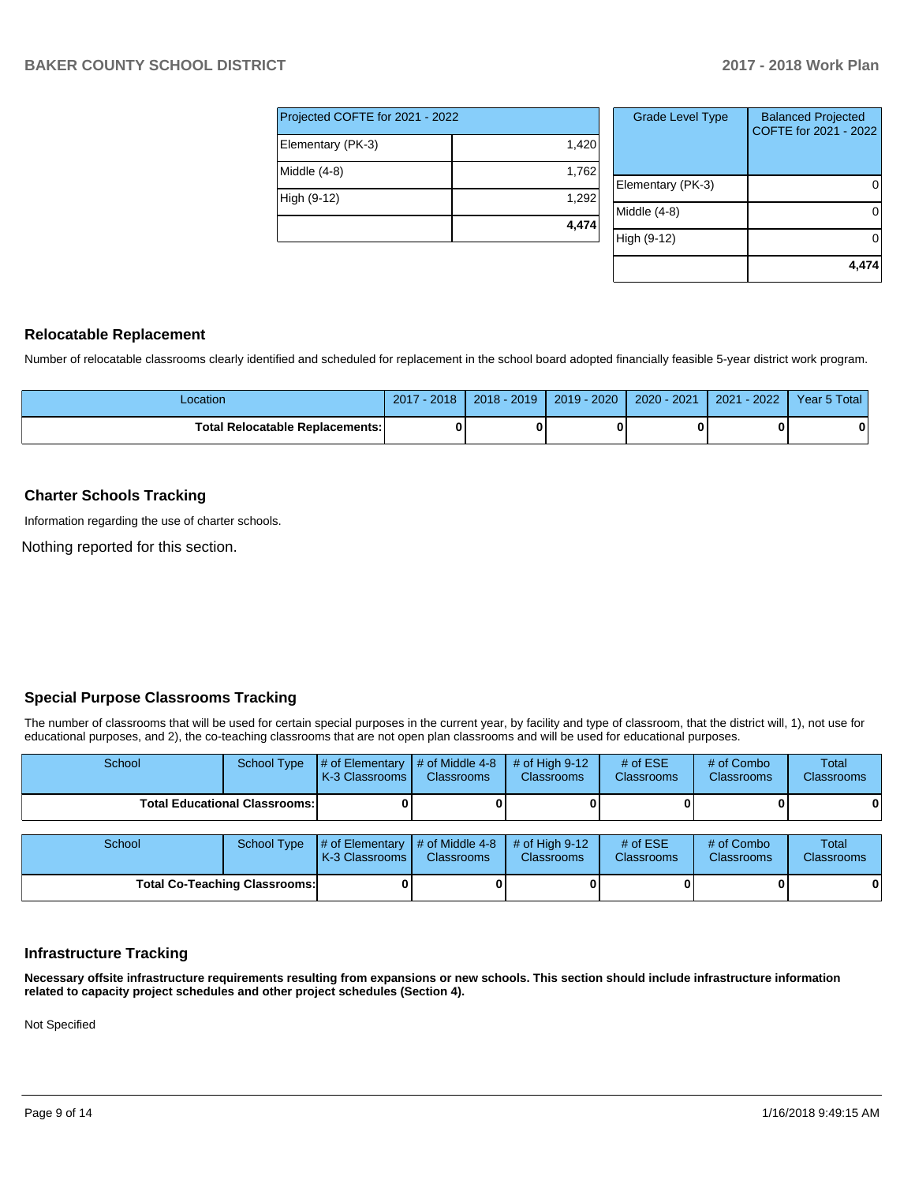| Projected COFTE for 2021 - 2022 | |
|---|---|
| Elementary (PK-3) | 1,420 |
| Middle (4-8) | 1,762 |
| High (9-12) | 1,292 |
| | **4,474** |

| Grade Level Type | Balanced Projected COFTE for 2021 - 2022 |
|---|---|
| Elementary (PK-3) | 0 |
| Middle (4-8) | 0 |
| High (9-12) | 0 |
| | **4,474** |

## Relocatable Replacement

Number of relocatable classrooms clearly identified and scheduled for replacement in the school board adopted financially feasible 5-year district work program.

| Location | 2017 - 2018 | 2018 - 2019 | 2019 - 2020 | 2020 - 2021 | 2021 - 2022 | Year 5 Total |
|---|---|---|---|---|---|---|
| **Total Relocatable Replacements:** | **0** | **0** | **0** | **0** | **0** | **0** |

## Charter Schools Tracking

Information regarding the use of charter schools.

Nothing reported for this section.

## Special Purpose Classrooms Tracking

The number of classrooms that will be used for certain special purposes in the current year, by facility and type of classroom, that the district will, 1), not use for educational purposes, and 2), the co-teaching classrooms that are not open plan classrooms and will be used for educational purposes.

| School | School Type | # of Elementary K-3 Classrooms | # of Middle 4-8 Classrooms | # of High 9-12 Classrooms | # of ESE Classrooms | # of Combo Classrooms | Total Classrooms |
|---|---|---|---|---|---|---|---|
| **Total Educational Classrooms:** | | **0** | **0** | **0** | **0** | **0** | **0** |

| School | School Type | # of Elementary K-3 Classrooms | # of Middle 4-8 Classrooms | # of High 9-12 Classrooms | # of ESE Classrooms | # of Combo Classrooms | Total Classrooms |
|---|---|---|---|---|---|---|---|
| **Total Co-Teaching Classrooms:** | | **0** | **0** | **0** | **0** | **0** | **0** |

## Infrastructure Tracking

**Necessary offsite infrastructure requirements resulting from expansions or new schools. This section should include infrastructure information related to capacity project schedules and other project schedules (Section 4).**

Not Specified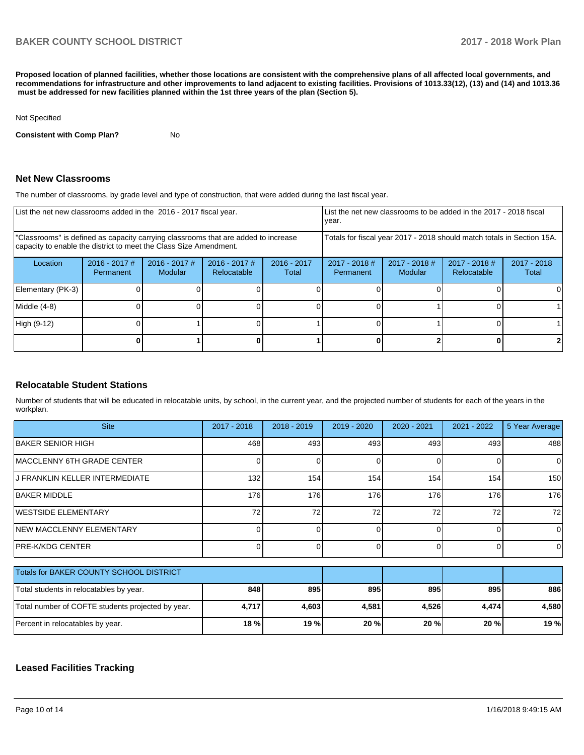**Proposed location of planned facilities, whether those locations are consistent with the comprehensive plans of all affected local governments, and recommendations for infrastructure and other improvements to land adjacent to existing facilities. Provisions of 1013.33(12), (13) and (14) and 1013.36 must be addressed for new facilities planned within the 1st three years of the plan (Section 5).**

Not Specified

**Consistent with Comp Plan?** No

## Net New Classrooms

The number of classrooms, by grade level and type of construction, that were added during the last fiscal year.

| List the net new classrooms added in the 2016 - 2017 fiscal year. | | | | | List the net new classrooms to be added in the 2017 - 2018 fiscal year. | | | |
|---|---|---|---|---|---|---|---|---|
| "Classrooms" is defined as capacity carrying classrooms that are added to increase capacity to enable the district to meet the Class Size Amendment. | | | | | Totals for fiscal year 2017 - 2018 should match totals in Section 15A. | | | |
| Location | 2016 - 2017 # Permanent | 2016 - 2017 # Modular | 2016 - 2017 # Relocatable | 2016 - 2017 Total | 2017 - 2018 # Permanent | 2017 - 2018 # Modular | 2017 - 2018 # Relocatable | 2017 - 2018 Total |
| Elementary (PK-3) | 0 | 0 | 0 | 0 | 0 | 0 | 0 | 0 |
| Middle (4-8) | 0 | 0 | 0 | 0 | 0 | 1 | 0 | 1 |
| High (9-12) | 0 | 1 | 0 | 1 | 0 | 1 | 0 | 1 |
| | **0** | **1** | **0** | **1** | **0** | **2** | **0** | **2** |

## Relocatable Student Stations

Number of students that will be educated in relocatable units, by school, in the current year, and the projected number of students for each of the years in the workplan.

| Site | 2017 - 2018 | 2018 - 2019 | 2019 - 2020 | 2020 - 2021 | 2021 - 2022 | 5 Year Average |
|---|---|---|---|---|---|---|
| BAKER SENIOR HIGH | 468 | 493 | 493 | 493 | 493 | 488 |
| MACCLENNY 6TH GRADE CENTER | 0 | 0 | 0 | 0 | 0 | 0 |
| J FRANKLIN KELLER INTERMEDIATE | 132 | 154 | 154 | 154 | 154 | 150 |
| BAKER MIDDLE | 176 | 176 | 176 | 176 | 176 | 176 |
| WESTSIDE ELEMENTARY | 72 | 72 | 72 | 72 | 72 | 72 |
| NEW MACCLENNY ELEMENTARY | 0 | 0 | 0 | 0 | 0 | 0 |
| PRE-K/KDG CENTER | 0 | 0 | 0 | 0 | 0 | 0 |

| Totals for BAKER COUNTY SCHOOL DISTRICT | | | | | | |
|---|---|---|---|---|---|---|
| Total students in relocatables by year. | **848** | **895** | **895** | **895** | **895** | **886** |
| Total number of COFTE students projected by year. | **4,717** | **4,603** | **4,581** | **4,526** | **4,474** | **4,580** |
| Percent in relocatables by year. | **18 %** | **19 %** | **20 %** | **20 %** | **20 %** | **19 %** |

## Leased Facilities Tracking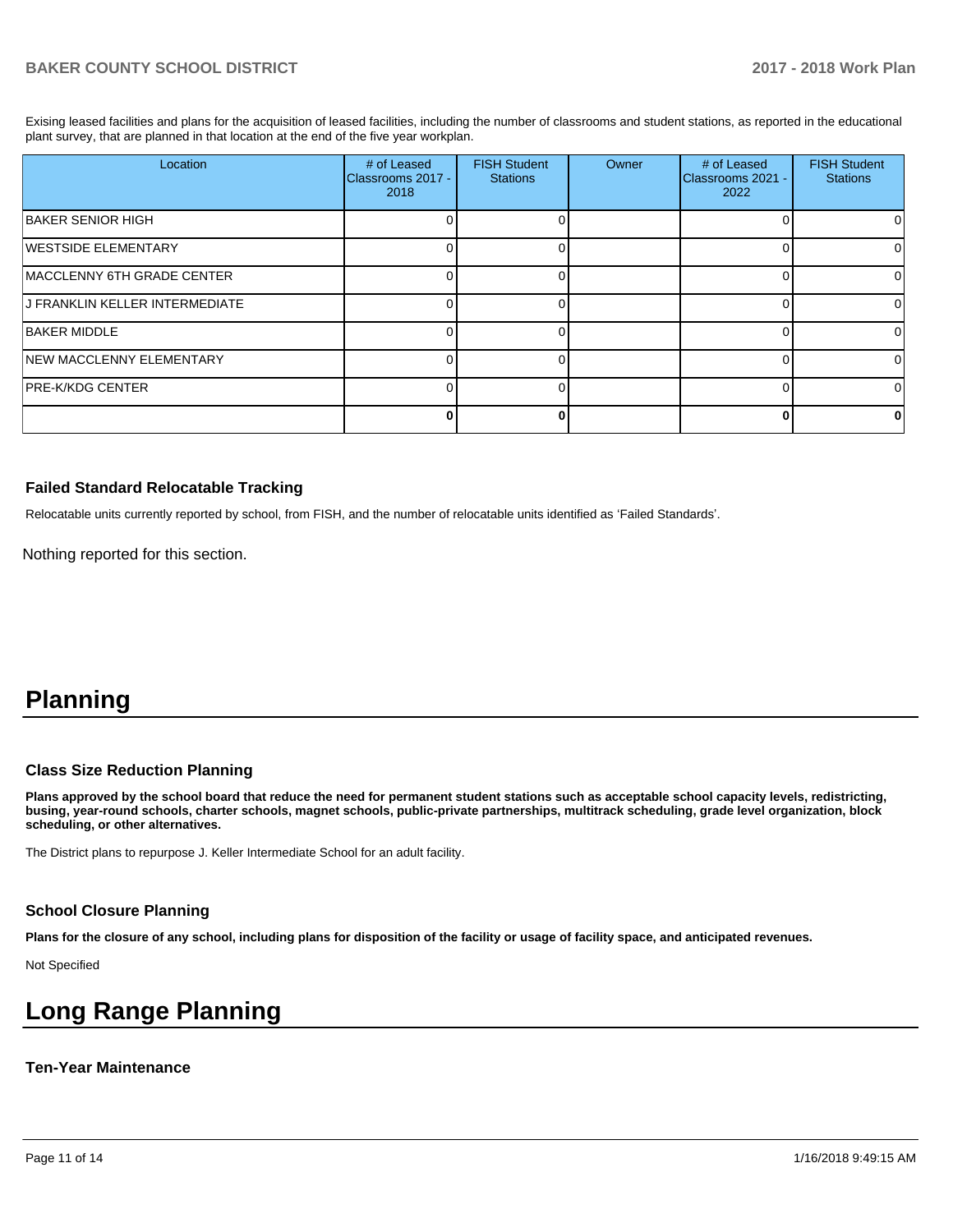Exising leased facilities and plans for the acquisition of leased facilities, including the number of classrooms and student stations, as reported in the educational plant survey, that are planned in that location at the end of the five year workplan.

| Location | # of Leased Classrooms 2017 - 2018 | FISH Student Stations | Owner | # of Leased Classrooms 2021 - 2022 | FISH Student Stations |
|---|---|---|---|---|---|
| BAKER SENIOR HIGH | 0 | 0 | | 0 | 0 |
| WESTSIDE ELEMENTARY | 0 | 0 | | 0 | 0 |
| MACCLENNY 6TH GRADE CENTER | 0 | 0 | | 0 | 0 |
| J FRANKLIN KELLER INTERMEDIATE | 0 | 0 | | 0 | 0 |
| BAKER MIDDLE | 0 | 0 | | 0 | 0 |
| NEW MACCLENNY ELEMENTARY | 0 | 0 | | 0 | 0 |
| PRE-K/KDG CENTER | 0 | 0 | | 0 | 0 |
| | **0** | **0** | | **0** | **0** |

### Failed Standard Relocatable Tracking

Relocatable units currently reported by school, from FISH, and the number of relocatable units identified as 'Failed Standards'.

Nothing reported for this section.

# Planning

### Class Size Reduction Planning

**Plans approved by the school board that reduce the need for permanent student stations such as acceptable school capacity levels, redistricting, busing, year-round schools, charter schools, magnet schools, public-private partnerships, multitrack scheduling, grade level organization, block scheduling, or other alternatives.**

The District plans to repurpose J. Keller Intermediate School for an adult facility.

### School Closure Planning

**Plans for the closure of any school, including plans for disposition of the facility or usage of facility space, and anticipated revenues.**

Not Specified

# Long Range Planning

### Ten-Year Maintenance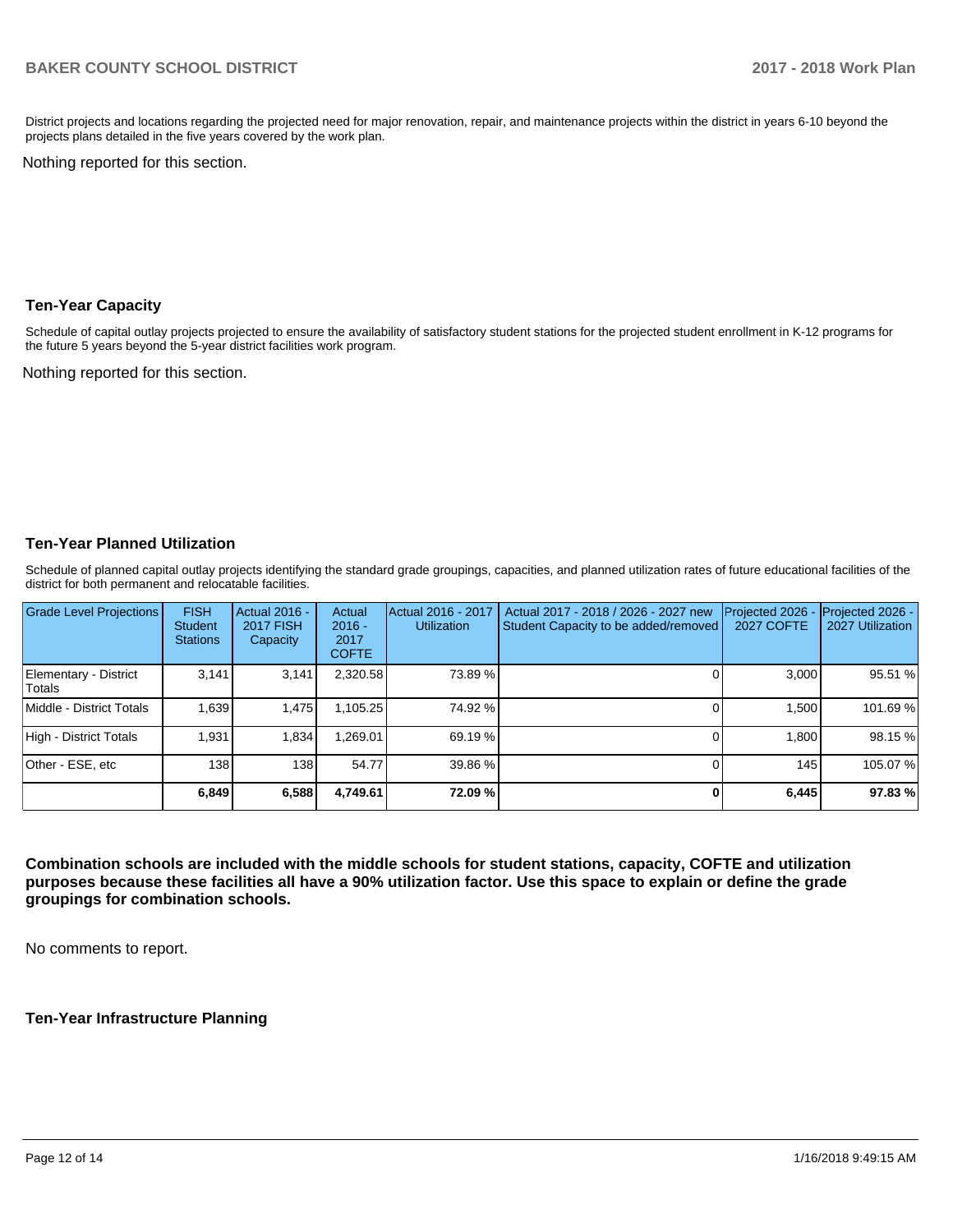District projects and locations regarding the projected need for major renovation, repair, and maintenance projects within the district in years 6-10 beyond the projects plans detailed in the five years covered by the work plan.

Nothing reported for this section.

### Ten-Year Capacity

Schedule of capital outlay projects projected to ensure the availability of satisfactory student stations for the projected student enrollment in K-12 programs for the future 5 years beyond the 5-year district facilities work program.

Nothing reported for this section.

### Ten-Year Planned Utilization

Schedule of planned capital outlay projects identifying the standard grade groupings, capacities, and planned utilization rates of future educational facilities of the district for both permanent and relocatable facilities.

| Grade Level Projections | FISH Student Stations | Actual 2016 - 2017 FISH Capacity | Actual 2016 - 2017 COFTE | Actual 2016 - 2017 Utilization | Actual 2017 - 2018 / 2026 - 2027 new Student Capacity to be added/removed | Projected 2026 - 2027 COFTE | Projected 2026 - 2027 Utilization |
|---|---|---|---|---|---|---|---|
| Elementary - District Totals | 3,141 | 3,141 | 2,320.58 | 73.89 % | 0 | 3,000 | 95.51 % |
| Middle - District Totals | 1,639 | 1,475 | 1,105.25 | 74.92 % | 0 | 1,500 | 101.69 % |
| High - District Totals | 1,931 | 1,834 | 1,269.01 | 69.19 % | 0 | 1,800 | 98.15 % |
| Other - ESE, etc | 138 | 138 | 54.77 | 39.86 % | 0 | 145 | 105.07 % |
| | **6,849** | **6,588** | **4,749.61** | **72.09 %** | **0** | **6,445** | **97.83 %** |

**Combination schools are included with the middle schools for student stations, capacity, COFTE and utilization purposes because these facilities all have a 90% utilization factor. Use this space to explain or define the grade groupings for combination schools.**

No comments to report.

**Ten-Year Infrastructure Planning**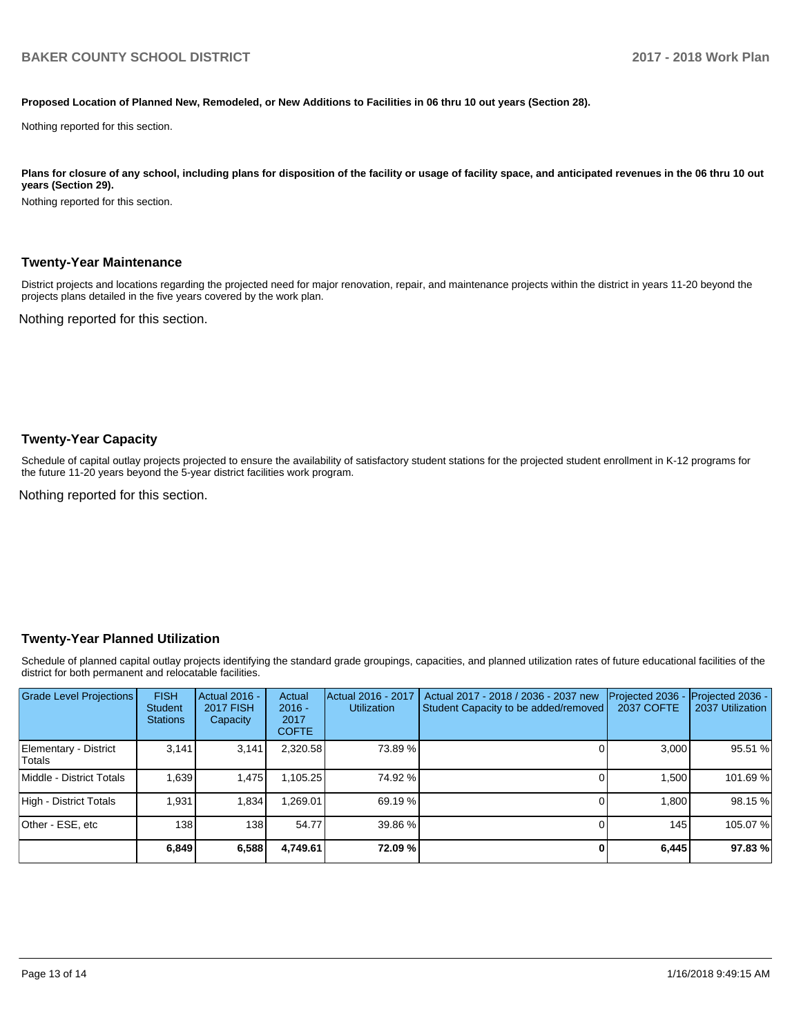**Proposed Location of Planned New, Remodeled, or New Additions to Facilities in 06 thru 10 out years (Section 28).**

Nothing reported for this section.

**Plans for closure of any school, including plans for disposition of the facility or usage of facility space, and anticipated revenues in the 06 thru 10 out years (Section 29).**

Nothing reported for this section.

## Twenty-Year Maintenance

District projects and locations regarding the projected need for major renovation, repair, and maintenance projects within the district in years 11-20 beyond the projects plans detailed in the five years covered by the work plan.

Nothing reported for this section.

## Twenty-Year Capacity

Schedule of capital outlay projects projected to ensure the availability of satisfactory student stations for the projected student enrollment in K-12 programs for the future 11-20 years beyond the 5-year district facilities work program.

Nothing reported for this section.

## Twenty-Year Planned Utilization

Schedule of planned capital outlay projects identifying the standard grade groupings, capacities, and planned utilization rates of future educational facilities of the district for both permanent and relocatable facilities.

| Grade Level Projections | FISH Student Stations | Actual 2016 - 2017 FISH Capacity | Actual 2016 - 2017 COFTE | Actual 2016 - 2017 Utilization | Actual 2017 - 2018 / 2036 - 2037 new Student Capacity to be added/removed | Projected 2036 - 2037 COFTE | Projected 2036 - 2037 Utilization |
|---|---|---|---|---|---|---|---|
| Elementary - District Totals | 3,141 | 3,141 | 2,320.58 | 73.89 % | 0 | 3,000 | 95.51 % |
| Middle - District Totals | 1,639 | 1,475 | 1,105.25 | 74.92 % | 0 | 1,500 | 101.69 % |
| High - District Totals | 1,931 | 1,834 | 1,269.01 | 69.19 % | 0 | 1,800 | 98.15 % |
| Other - ESE, etc | 138 | 138 | 54.77 | 39.86 % | 0 | 145 | 105.07 % |
| | **6,849** | **6,588** | **4,749.61** | **72.09 %** | **0** | **6,445** | **97.83 %** |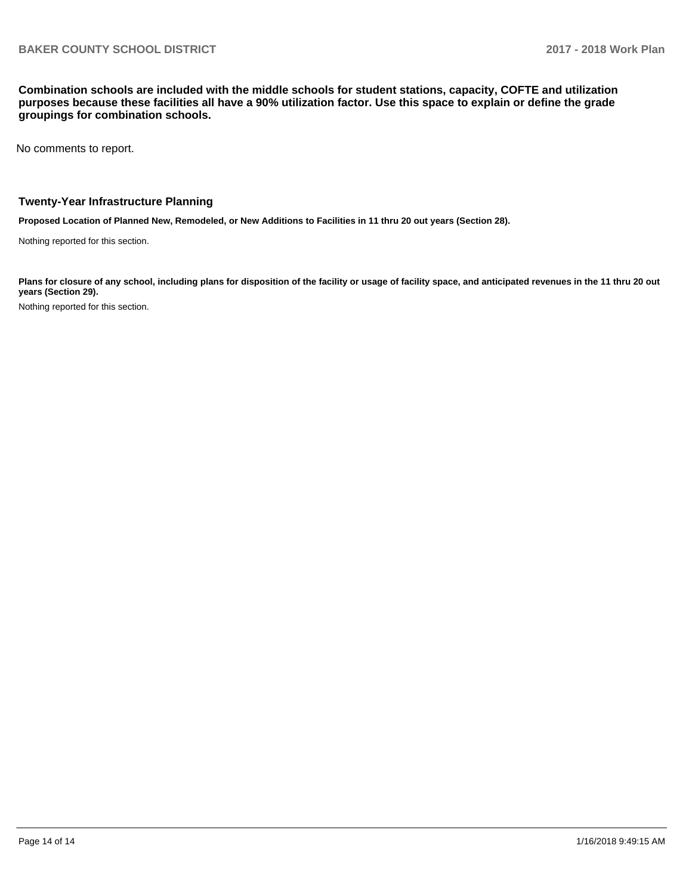**Combination schools are included with the middle schools for student stations, capacity, COFTE and utilization purposes because these facilities all have a 90% utilization factor. Use this space to explain or define the grade groupings for combination schools.**

No comments to report.

## Twenty-Year Infrastructure Planning

**Proposed Location of Planned New, Remodeled, or New Additions to Facilities in 11 thru 20 out years (Section 28).**

Nothing reported for this section.

**Plans for closure of any school, including plans for disposition of the facility or usage of facility space, and anticipated revenues in the 11 thru 20 out years (Section 29).**

Nothing reported for this section.